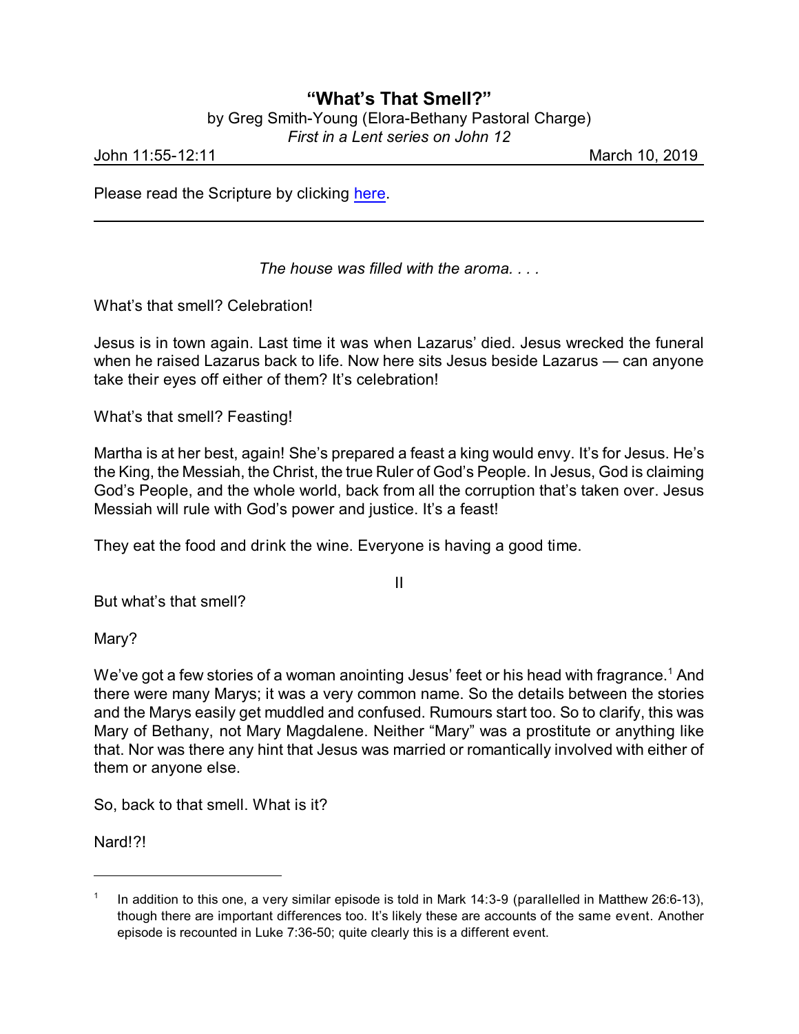# "What's That Smell?"

by Greg Smith-Young (Elora-Bethany Pastoral Charge)
*First in a Lent series on John 12*

John 11:55-12:11 March 10, 2019

Please read the Scripture by clicking here.

---

*The house was filled with the aroma. . . .*

What's that smell? Celebration!

Jesus is in town again. Last time it was when Lazarus' died. Jesus wrecked the funeral when he raised Lazarus back to life. Now here sits Jesus beside Lazarus — can anyone take their eyes off either of them? It's celebration!

What's that smell? Feasting!

Martha is at her best, again! She's prepared a feast a king would envy. It's for Jesus. He's the King, the Messiah, the Christ, the true Ruler of God's People. In Jesus, God is claiming God's People, and the whole world, back from all the corruption that's taken over. Jesus Messiah will rule with God's power and justice. It's a feast!

They eat the food and drink the wine. Everyone is having a good time.

II

But what's that smell?

Mary?

We've got a few stories of a woman anointing Jesus' feet or his head with fragrance.[1] And there were many Marys; it was a very common name. So the details between the stories and the Marys easily get muddled and confused. Rumours start too. So to clarify, this was Mary of Bethany, not Mary Magdalene. Neither "Mary" was a prostitute or anything like that. Nor was there any hint that Jesus was married or romantically involved with either of them or anyone else.

So, back to that smell. What is it?

Nard!?!

---

[1] In addition to this one, a very similar episode is told in Mark 14:3-9 (parallelled in Matthew 26:6-13), though there are important differences too. It's likely these are accounts of the same event. Another episode is recounted in Luke 7:36-50; quite clearly this is a different event.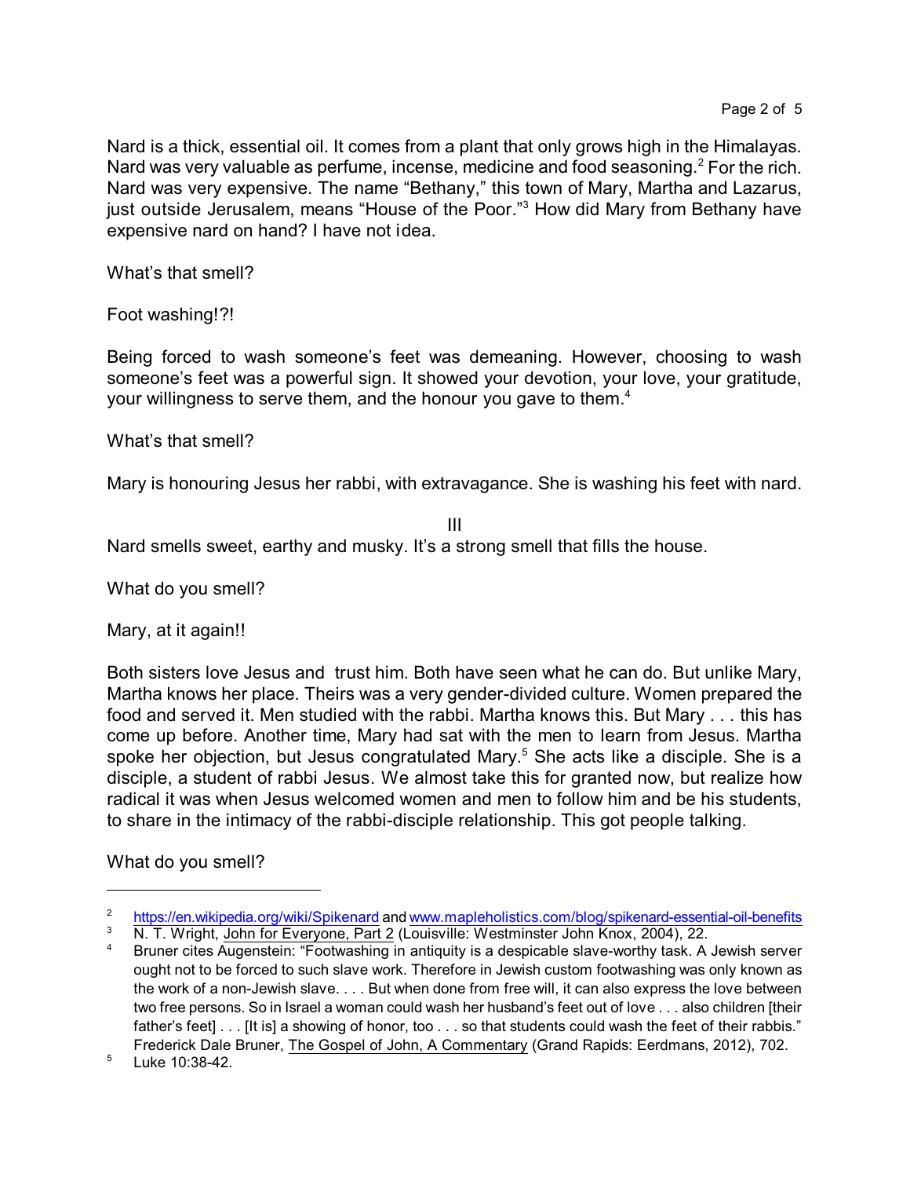Nard is a thick, essential oil. It comes from a plant that only grows high in the Himalayas. Nard was very valuable as perfume, incense, medicine and food seasoning.[2] For the rich. Nard was very expensive. The name "Bethany," this town of Mary, Martha and Lazarus, just outside Jerusalem, means "House of the Poor."[3] How did Mary from Bethany have expensive nard on hand? I have not idea.

What's that smell?

Foot washing!?!

Being forced to wash someone's feet was demeaning. However, choosing to wash someone's feet was a powerful sign. It showed your devotion, your love, your gratitude, your willingness to serve them, and the honour you gave to them.[4]

What's that smell?

Mary is honouring Jesus her rabbi, with extravagance. She is washing his feet with nard.

III

Nard smells sweet, earthy and musky. It's a strong smell that fills the house.

What do you smell?

Mary, at it again!!

Both sisters love Jesus and trust him. Both have seen what he can do. But unlike Mary, Martha knows her place. Theirs was a very gender-divided culture. Women prepared the food and served it. Men studied with the rabbi. Martha knows this. But Mary . . . this has come up before. Another time, Mary had sat with the men to learn from Jesus. Martha spoke her objection, but Jesus congratulated Mary.[5] She acts like a disciple. She is a disciple, a student of rabbi Jesus. We almost take this for granted now, but realize how radical it was when Jesus welcomed women and men to follow him and be his students, to share in the intimacy of the rabbi-disciple relationship. This got people talking.

What do you smell?

---

[2] https://en.wikipedia.org/wiki/Spikenard and www.mapleholistics.com/blog/spikenard-essential-oil-benefits

[3] N. T. Wright, John for Everyone, Part 2 (Louisville: Westminster John Knox, 2004), 22.

[4] Bruner cites Augenstein: "Footwashing in antiquity is a despicable slave-worthy task. A Jewish server ought not to be forced to such slave work. Therefore in Jewish custom footwashing was only known as the work of a non-Jewish slave. . . . But when done from free will, it can also express the love between two free persons. So in Israel a woman could wash her husband's feet out of love . . . also children [their father's feet] . . . [It is] a showing of honor, too . . . so that students could wash the feet of their rabbis." Frederick Dale Bruner, The Gospel of John, A Commentary (Grand Rapids: Eerdmans, 2012), 702.

[5] Luke 10:38-42.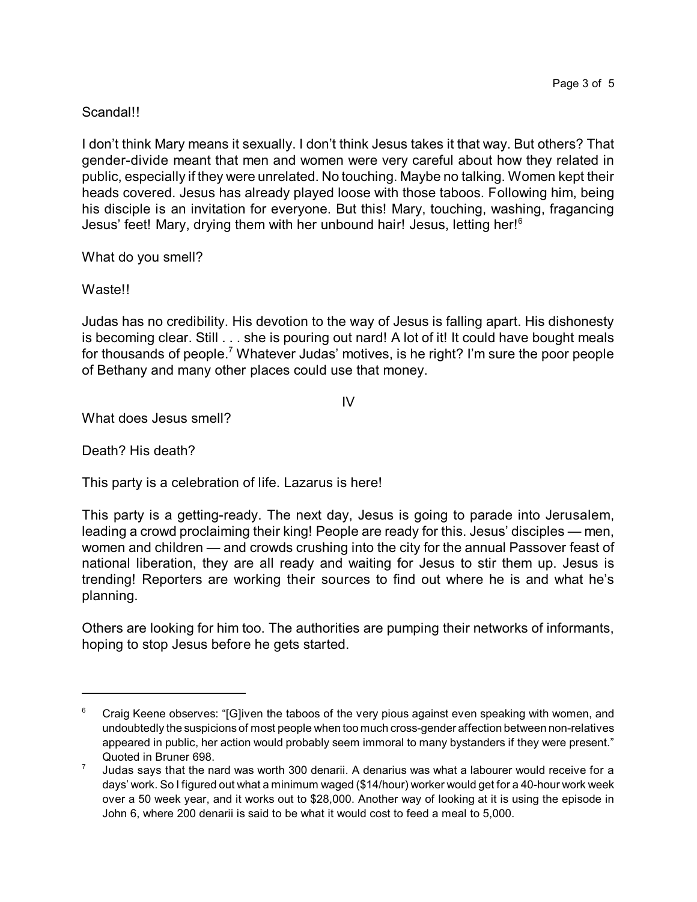Scandal!!

I don't think Mary means it sexually. I don't think Jesus takes it that way. But others? That gender-divide meant that men and women were very careful about how they related in public, especially if they were unrelated. No touching. Maybe no talking. Women kept their heads covered. Jesus has already played loose with those taboos. Following him, being his disciple is an invitation for everyone. But this! Mary, touching, washing, fragancing Jesus' feet! Mary, drying them with her unbound hair! Jesus, letting her![6]

What do you smell?

Waste!!

Judas has no credibility. His devotion to the way of Jesus is falling apart. His dishonesty is becoming clear. Still . . . she is pouring out nard! A lot of it! It could have bought meals for thousands of people.[7] Whatever Judas' motives, is he right? I'm sure the poor people of Bethany and many other places could use that money.

## IV

What does Jesus smell?

Death? His death?

This party is a celebration of life. Lazarus is here!

This party is a getting-ready. The next day, Jesus is going to parade into Jerusalem, leading a crowd proclaiming their king! People are ready for this. Jesus' disciples — men, women and children — and crowds crushing into the city for the annual Passover feast of national liberation, they are all ready and waiting for Jesus to stir them up. Jesus is trending! Reporters are working their sources to find out where he is and what he's planning.

Others are looking for him too. The authorities are pumping their networks of informants, hoping to stop Jesus before he gets started.

---

[6] Craig Keene observes: "[G]iven the taboos of the very pious against even speaking with women, and undoubtedly the suspicions of most people when too much cross-gender affection between non-relatives appeared in public, her action would probably seem immoral to many bystanders if they were present." Quoted in Bruner 698.

[7] Judas says that the nard was worth 300 denarii. A denarius was what a labourer would receive for a days' work. So I figured out what a minimum waged ($14/hour) worker would get for a 40-hour work week over a 50 week year, and it works out to $28,000. Another way of looking at it is using the episode in John 6, where 200 denarii is said to be what it would cost to feed a meal to 5,000.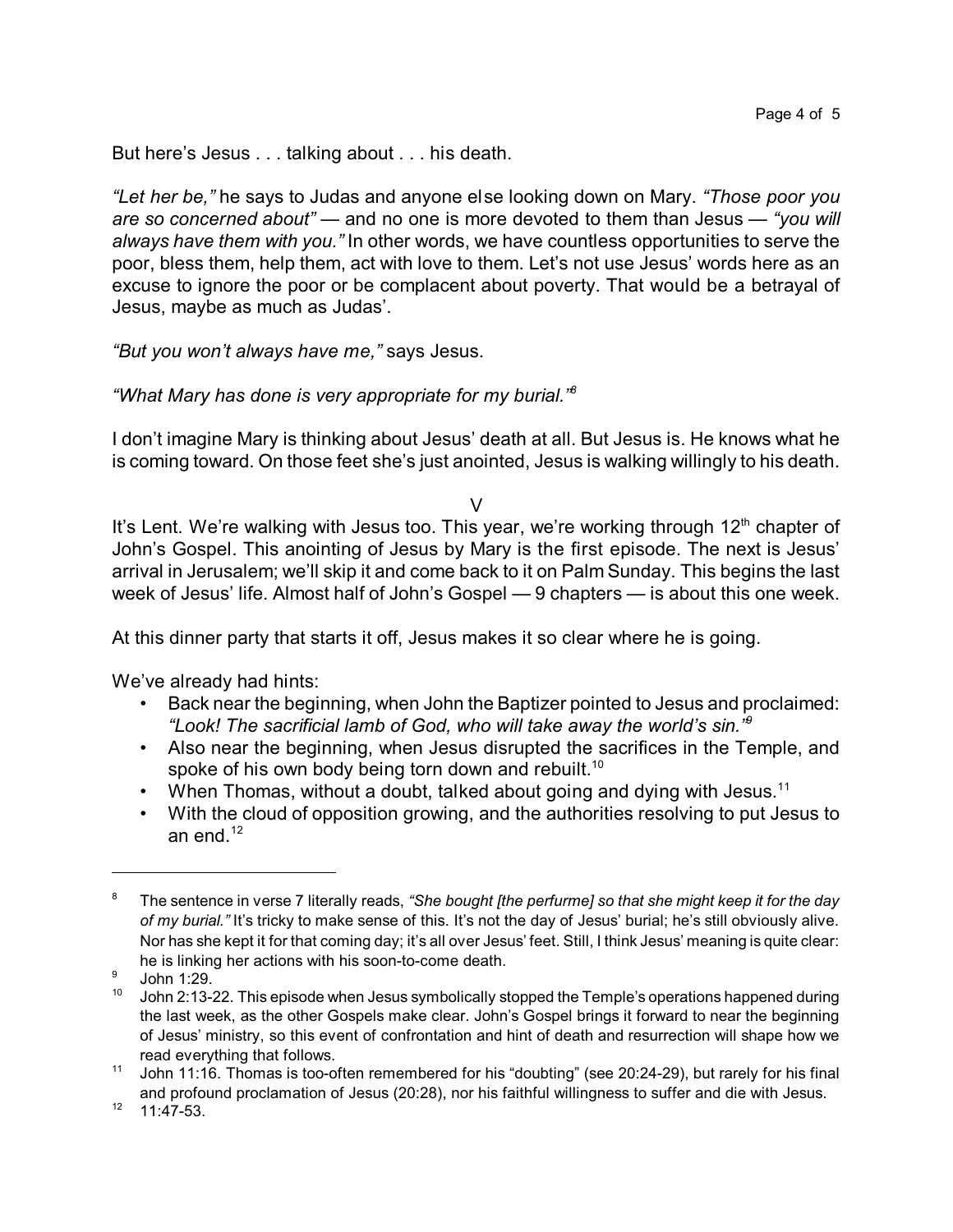But here's Jesus . . . talking about . . . his death.

*"Let her be,"* he says to Judas and anyone else looking down on Mary. *"Those poor you are so concerned about"* — and no one is more devoted to them than Jesus — *"you will always have them with you."* In other words, we have countless opportunities to serve the poor, bless them, help them, act with love to them. Let's not use Jesus' words here as an excuse to ignore the poor or be complacent about poverty. That would be a betrayal of Jesus, maybe as much as Judas'.

*"But you won't always have me,"* says Jesus.

*"What Mary has done is very appropriate for my burial."*[8]

I don't imagine Mary is thinking about Jesus' death at all. But Jesus is. He knows what he is coming toward. On those feet she's just anointed, Jesus is walking willingly to his death.

## V

It's Lent. We're walking with Jesus too. This year, we're working through 12th chapter of John's Gospel. This anointing of Jesus by Mary is the first episode. The next is Jesus' arrival in Jerusalem; we'll skip it and come back to it on Palm Sunday. This begins the last week of Jesus' life. Almost half of John's Gospel — 9 chapters — is about this one week.

At this dinner party that starts it off, Jesus makes it so clear where he is going.

We've already had hints:

- Back near the beginning, when John the Baptizer pointed to Jesus and proclaimed: *"Look! The sacrificial lamb of God, who will take away the world's sin."*[9]
- Also near the beginning, when Jesus disrupted the sacrifices in the Temple, and spoke of his own body being torn down and rebuilt.[10]
- When Thomas, without a doubt, talked about going and dying with Jesus.[11]
- With the cloud of opposition growing, and the authorities resolving to put Jesus to an end.[12]

---

[8] The sentence in verse 7 literally reads, *"She bought [the perfurme] so that she might keep it for the day of my burial."* It's tricky to make sense of this. It's not the day of Jesus' burial; he's still obviously alive. Nor has she kept it for that coming day; it's all over Jesus' feet. Still, I think Jesus' meaning is quite clear: he is linking her actions with his soon-to-come death.

[9] John 1:29.

[10] John 2:13-22. This episode when Jesus symbolically stopped the Temple's operations happened during the last week, as the other Gospels make clear. John's Gospel brings it forward to near the beginning of Jesus' ministry, so this event of confrontation and hint of death and resurrection will shape how we read everything that follows.

[11] John 11:16. Thomas is too-often remembered for his "doubting" (see 20:24-29), but rarely for his final and profound proclamation of Jesus (20:28), nor his faithful willingness to suffer and die with Jesus.

[12] 11:47-53.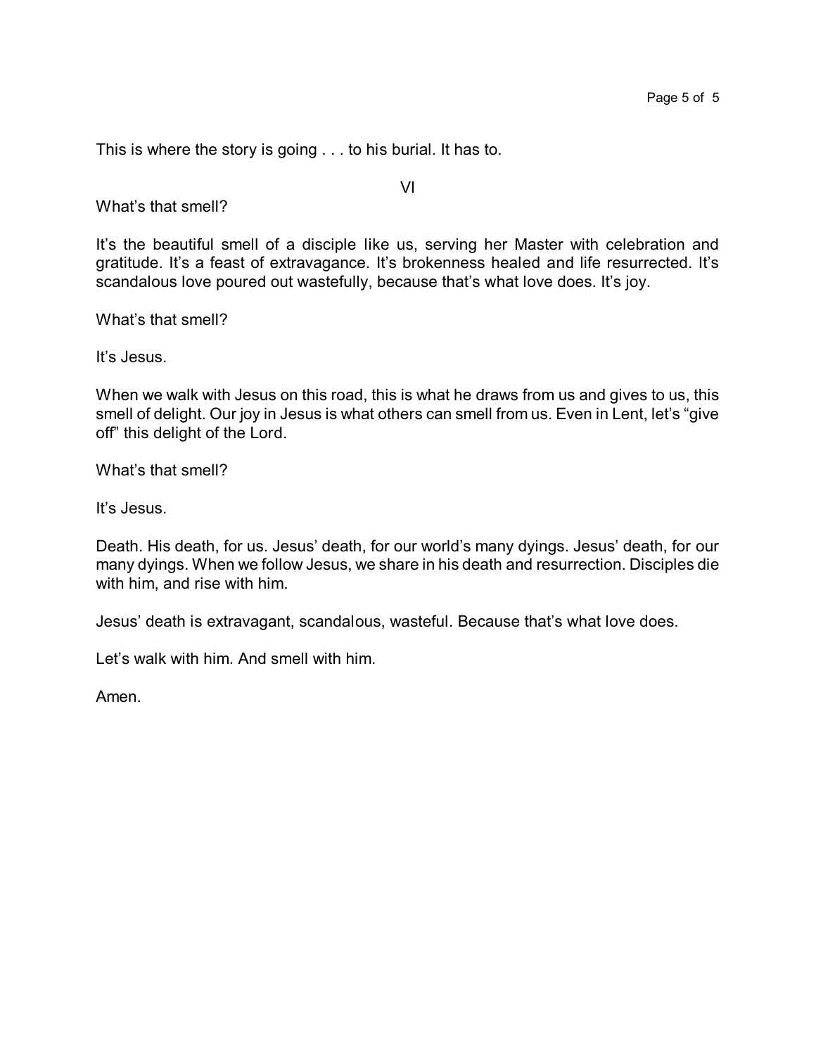This is where the story is going . . . to his burial. It has to.

VI

What's that smell?

It's the beautiful smell of a disciple like us, serving her Master with celebration and gratitude. It's a feast of extravagance. It's brokenness healed and life resurrected. It's scandalous love poured out wastefully, because that's what love does. It's joy.

What's that smell?

It's Jesus.

When we walk with Jesus on this road, this is what he draws from us and gives to us, this smell of delight. Our joy in Jesus is what others can smell from us. Even in Lent, let's "give off" this delight of the Lord.

What's that smell?

It's Jesus.

Death. His death, for us. Jesus' death, for our world's many dyings. Jesus' death, for our many dyings. When we follow Jesus, we share in his death and resurrection. Disciples die with him, and rise with him.

Jesus' death is extravagant, scandalous, wasteful. Because that's what love does.

Let's walk with him. And smell with him.

Amen.